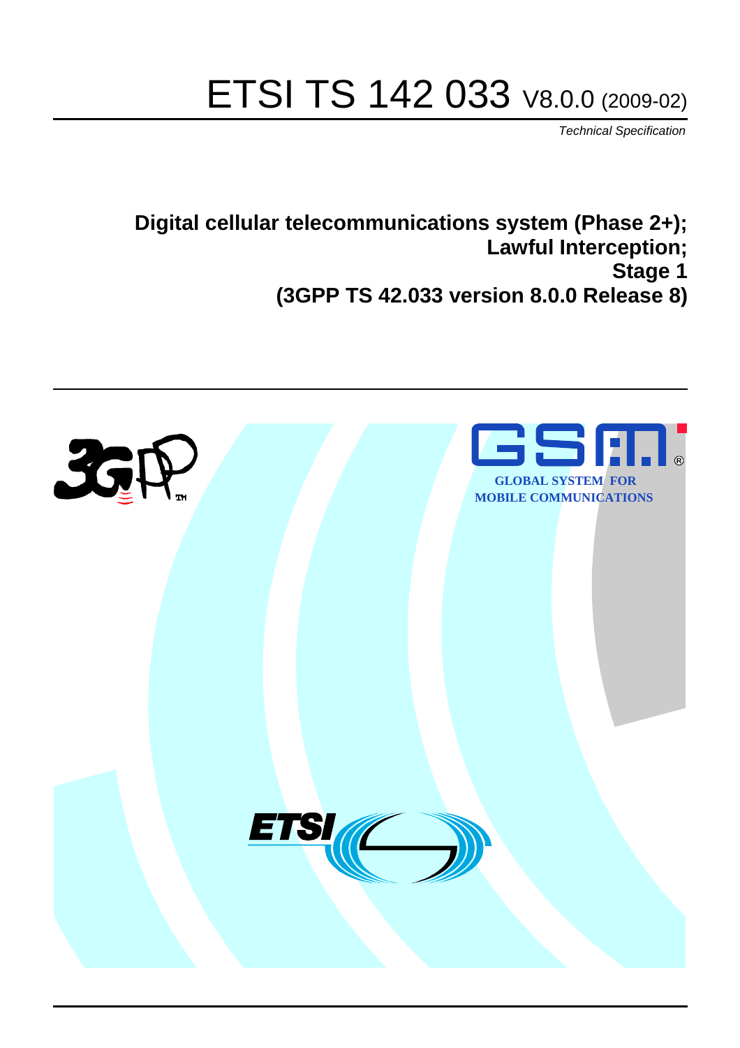# ETSI TS 142 033 V8.0.0 (2009-02)

*Technical Specification*

**Digital cellular telecommunications system (Phase 2+);**
**Lawful Interception;**
**Stage 1**
**(3GPP TS 42.033 version 8.0.0 Release 8)**

GLOBAL SYSTEM FOR MOBILE COMMUNICATIONS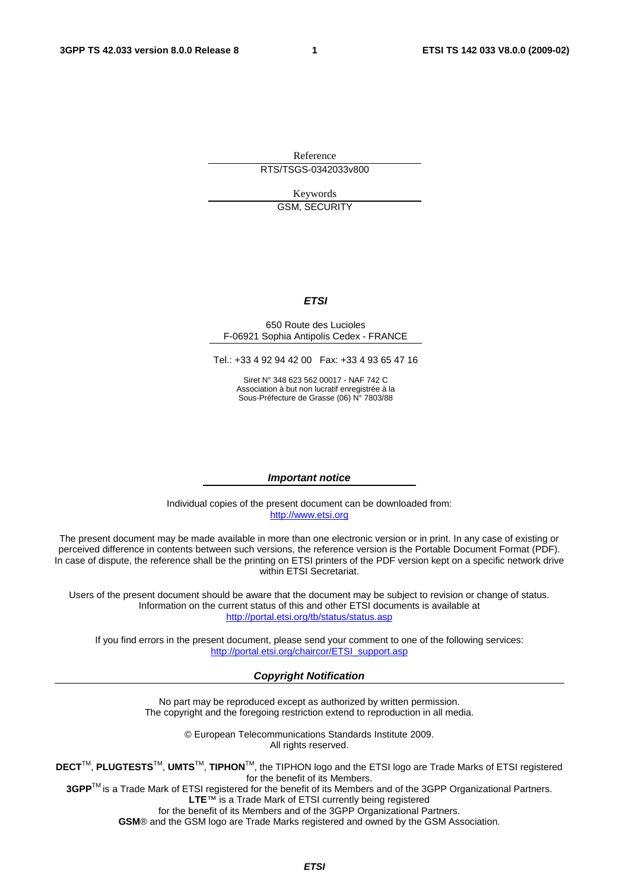Reference

RTS/TSGS-0342033v800

Keywords

GSM, SECURITY

***ETSI***

650 Route des Lucioles
F-06921 Sophia Antipolis Cedex - FRANCE

Tel.: +33 4 92 94 42 00 Fax: +33 4 93 65 47 16

Siret N° 348 623 562 00017 - NAF 742 C
Association à but non lucratif enregistrée à la
Sous-Préfecture de Grasse (06) N° 7803/88

***Important notice***

Individual copies of the present document can be downloaded from:
http://www.etsi.org

The present document may be made available in more than one electronic version or in print. In any case of existing or perceived difference in contents between such versions, the reference version is the Portable Document Format (PDF). In case of dispute, the reference shall be the printing on ETSI printers of the PDF version kept on a specific network drive within ETSI Secretariat.

Users of the present document should be aware that the document may be subject to revision or change of status. Information on the current status of this and other ETSI documents is available at
http://portal.etsi.org/tb/status/status.asp

If you find errors in the present document, please send your comment to one of the following services:
http://portal.etsi.org/chaircor/ETSI_support.asp

***Copyright Notification***

No part may be reproduced except as authorized by written permission.
The copyright and the foregoing restriction extend to reproduction in all media.

© European Telecommunications Standards Institute 2009.
All rights reserved.

**DECT**™, **PLUGTESTS**™, **UMTS**™, **TIPHON**™, the TIPHON logo and the ETSI logo are Trade Marks of ETSI registered for the benefit of its Members.
**3GPP**™ is a Trade Mark of ETSI registered for the benefit of its Members and of the 3GPP Organizational Partners.
**LTE**™ is a Trade Mark of ETSI currently being registered
for the benefit of its Members and of the 3GPP Organizational Partners.
**GSM**® and the GSM logo are Trade Marks registered and owned by the GSM Association.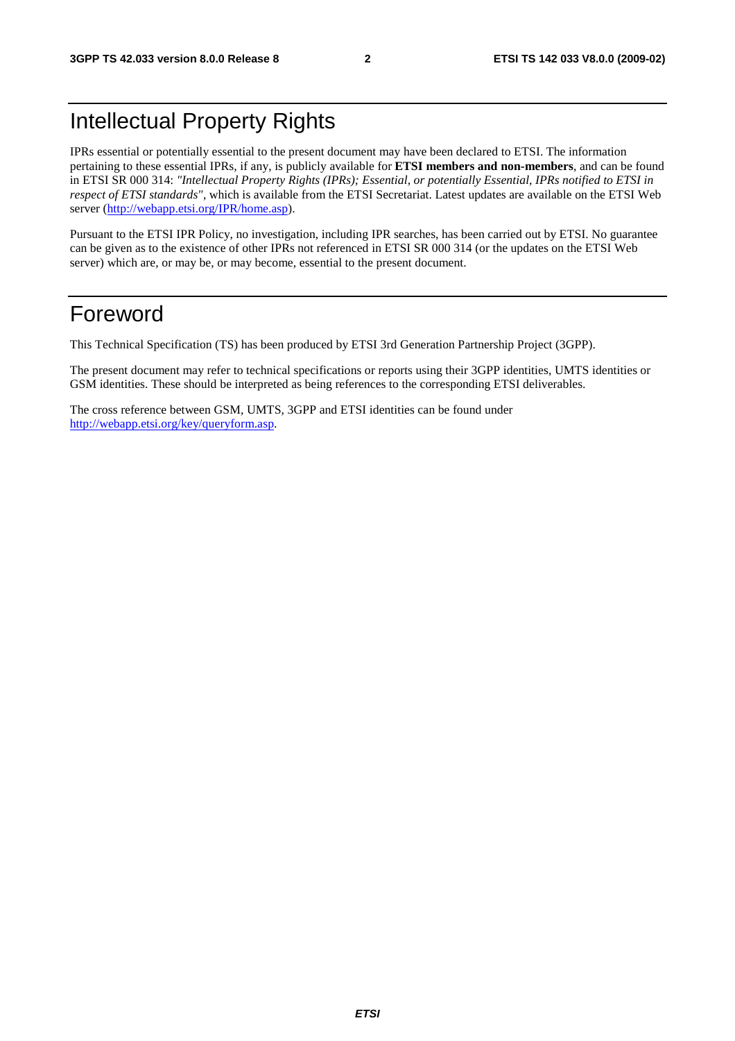# Intellectual Property Rights

IPRs essential or potentially essential to the present document may have been declared to ETSI. The information pertaining to these essential IPRs, if any, is publicly available for **ETSI members and non-members**, and can be found in ETSI SR 000 314: *"Intellectual Property Rights (IPRs); Essential, or potentially Essential, IPRs notified to ETSI in respect of ETSI standards"*, which is available from the ETSI Secretariat. Latest updates are available on the ETSI Web server (http://webapp.etsi.org/IPR/home.asp).

Pursuant to the ETSI IPR Policy, no investigation, including IPR searches, has been carried out by ETSI. No guarantee can be given as to the existence of other IPRs not referenced in ETSI SR 000 314 (or the updates on the ETSI Web server) which are, or may be, or may become, essential to the present document.

# Foreword

This Technical Specification (TS) has been produced by ETSI 3rd Generation Partnership Project (3GPP).

The present document may refer to technical specifications or reports using their 3GPP identities, UMTS identities or GSM identities. These should be interpreted as being references to the corresponding ETSI deliverables.

The cross reference between GSM, UMTS, 3GPP and ETSI identities can be found under http://webapp.etsi.org/key/queryform.asp.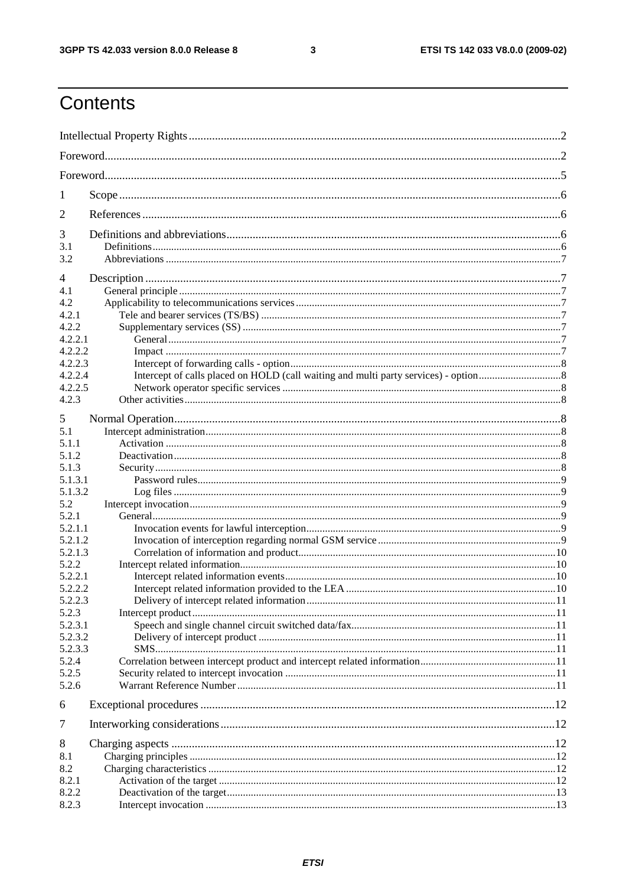# Contents

Intellectual Property Rights ..............................................................2
Foreword ..............................................................2
Foreword ..............................................................5
1 Scope ..............................................................6
2 References ..............................................................6
3 Definitions and abbreviations ..............................................................6
3.1 Definitions ..............................................................6
3.2 Abbreviations ..............................................................7
4 Description ..............................................................7
4.1 General principle ..............................................................7
4.2 Applicability to telecommunications services ..............................................................7
4.2.1 Tele and bearer services (TS/BS) ..............................................................7
4.2.2 Supplementary services (SS) ..............................................................7
4.2.2.1 General ..............................................................7
4.2.2.2 Impact ..............................................................7
4.2.2.3 Intercept of forwarding calls - option ..............................................................8
4.2.2.4 Intercept of calls placed on HOLD (call waiting and multi party services) - option ..............................................................8
4.2.2.5 Network operator specific services ..............................................................8
4.2.3 Other activities ..............................................................8
5 Normal Operation ..............................................................8
5.1 Intercept administration ..............................................................8
5.1.1 Activation ..............................................................8
5.1.2 Deactivation ..............................................................8
5.1.3 Security ..............................................................8
5.1.3.1 Password rules ..............................................................9
5.1.3.2 Log files ..............................................................9
5.2 Intercept invocation ..............................................................9
5.2.1 General ..............................................................9
5.2.1.1 Invocation events for lawful interception ..............................................................9
5.2.1.2 Invocation of interception regarding normal GSM service ..............................................................9
5.2.1.3 Correlation of information and product ..............................................................10
5.2.2 Intercept related information ..............................................................10
5.2.2.1 Intercept related information events ..............................................................10
5.2.2.2 Intercept related information provided to the LEA ..............................................................10
5.2.2.3 Delivery of intercept related information ..............................................................11
5.2.3 Intercept product ..............................................................11
5.2.3.1 Speech and single channel circuit switched data/fax ..............................................................11
5.2.3.2 Delivery of intercept product ..............................................................11
5.2.3.3 SMS ..............................................................11
5.2.4 Correlation between intercept product and intercept related information ..............................................................11
5.2.5 Security related to intercept invocation ..............................................................11
5.2.6 Warrant Reference Number ..............................................................11
6 Exceptional procedures ..............................................................12
7 Interworking considerations ..............................................................12
8 Charging aspects ..............................................................12
8.1 Charging principles ..............................................................12
8.2 Charging characteristics ..............................................................12
8.2.1 Activation of the target ..............................................................12
8.2.2 Deactivation of the target ..............................................................13
8.2.3 Intercept invocation ..............................................................13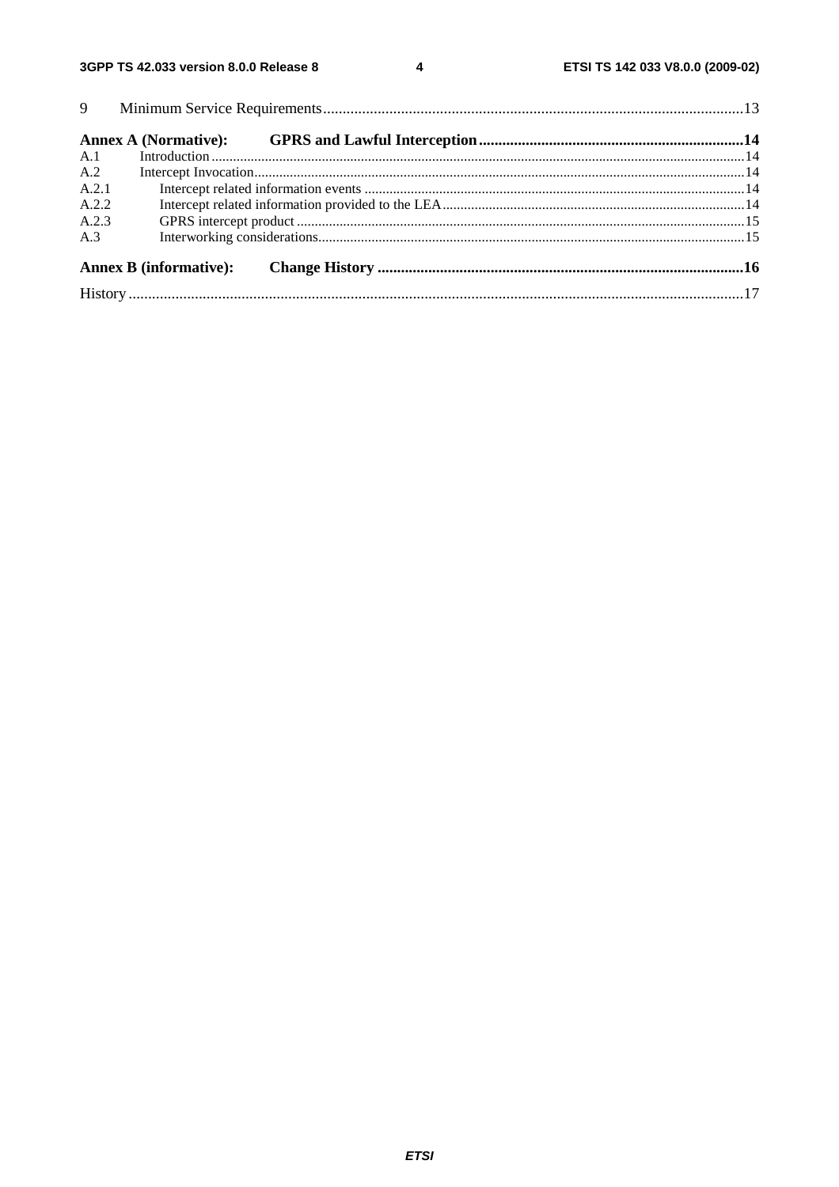9 Minimum Service Requirements...........................................................................................................13

**Annex A (Normative): GPRS and Lawful Interception....................................................................14**

A.1 Introduction.....................................................................................................................................................14

A.2 Intercept Invocation.........................................................................................................................................14

A.2.1 Intercept related information events ..........................................................................................................14

A.2.2 Intercept related information provided to the LEA....................................................................................14

A.2.3 GPRS intercept product ............................................................................................................................15

A.3 Interworking considerations.......................................................................................................................15

**Annex B (informative): Change History .............................................................................................16**

History .............................................................................................................................................................17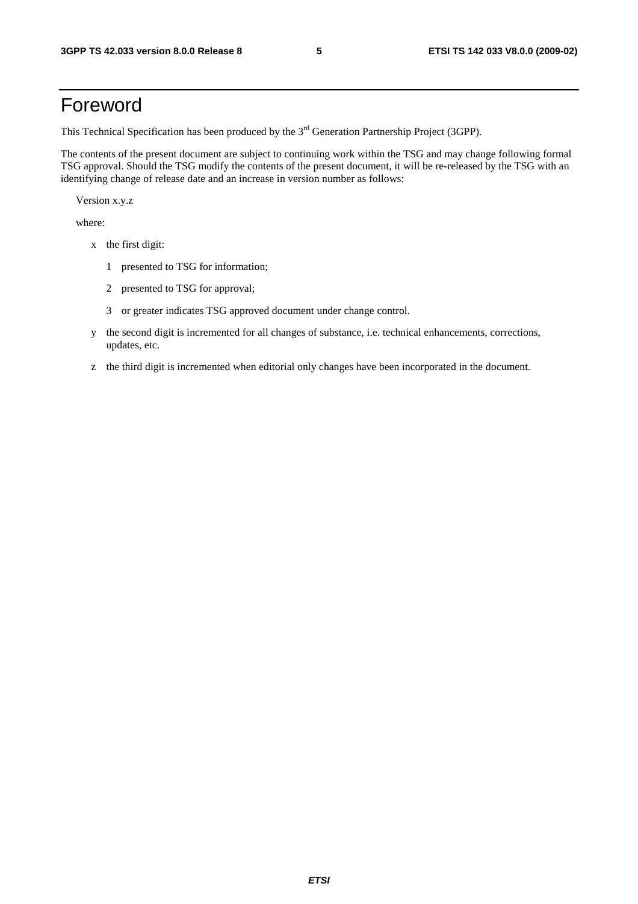# Foreword

This Technical Specification has been produced by the 3rd Generation Partnership Project (3GPP).

The contents of the present document are subject to continuing work within the TSG and may change following formal TSG approval. Should the TSG modify the contents of the present document, it will be re-released by the TSG with an identifying change of release date and an increase in version number as follows:

Version x.y.z

where:

- x the first digit:
  - 1 presented to TSG for information;
  - 2 presented to TSG for approval;
  - 3 or greater indicates TSG approved document under change control.
- y the second digit is incremented for all changes of substance, i.e. technical enhancements, corrections, updates, etc.
- z the third digit is incremented when editorial only changes have been incorporated in the document.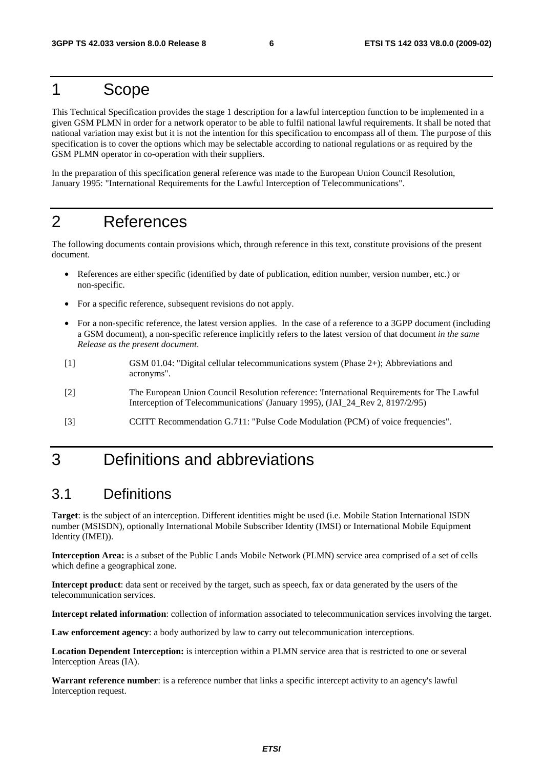# 1 Scope

This Technical Specification provides the stage 1 description for a lawful interception function to be implemented in a given GSM PLMN in order for a network operator to be able to fulfil national lawful requirements. It shall be noted that national variation may exist but it is not the intention for this specification to encompass all of them. The purpose of this specification is to cover the options which may be selectable according to national regulations or as required by the GSM PLMN operator in co-operation with their suppliers.

In the preparation of this specification general reference was made to the European Union Council Resolution, January 1995: "International Requirements for the Lawful Interception of Telecommunications".

# 2 References

The following documents contain provisions which, through reference in this text, constitute provisions of the present document.

- References are either specific (identified by date of publication, edition number, version number, etc.) or non-specific.
- For a specific reference, subsequent revisions do not apply.
- For a non-specific reference, the latest version applies. In the case of a reference to a 3GPP document (including a GSM document), a non-specific reference implicitly refers to the latest version of that document *in the same Release as the present document*.

[1] GSM 01.04: "Digital cellular telecommunications system (Phase 2+); Abbreviations and acronyms".

[2] The European Union Council Resolution reference: 'International Requirements for The Lawful Interception of Telecommunications' (January 1995), (JAI_24_Rev 2, 8197/2/95)

[3] CCITT Recommendation G.711: "Pulse Code Modulation (PCM) of voice frequencies".

# 3 Definitions and abbreviations

## 3.1 Definitions

**Target**: is the subject of an interception. Different identities might be used (i.e. Mobile Station International ISDN number (MSISDN), optionally International Mobile Subscriber Identity (IMSI) or International Mobile Equipment Identity (IMEI)).

**Interception Area:** is a subset of the Public Lands Mobile Network (PLMN) service area comprised of a set of cells which define a geographical zone.

**Intercept product**: data sent or received by the target, such as speech, fax or data generated by the users of the telecommunication services.

**Intercept related information**: collection of information associated to telecommunication services involving the target.

**Law enforcement agency**: a body authorized by law to carry out telecommunication interceptions.

**Location Dependent Interception:** is interception within a PLMN service area that is restricted to one or several Interception Areas (IA).

**Warrant reference number**: is a reference number that links a specific intercept activity to an agency's lawful Interception request.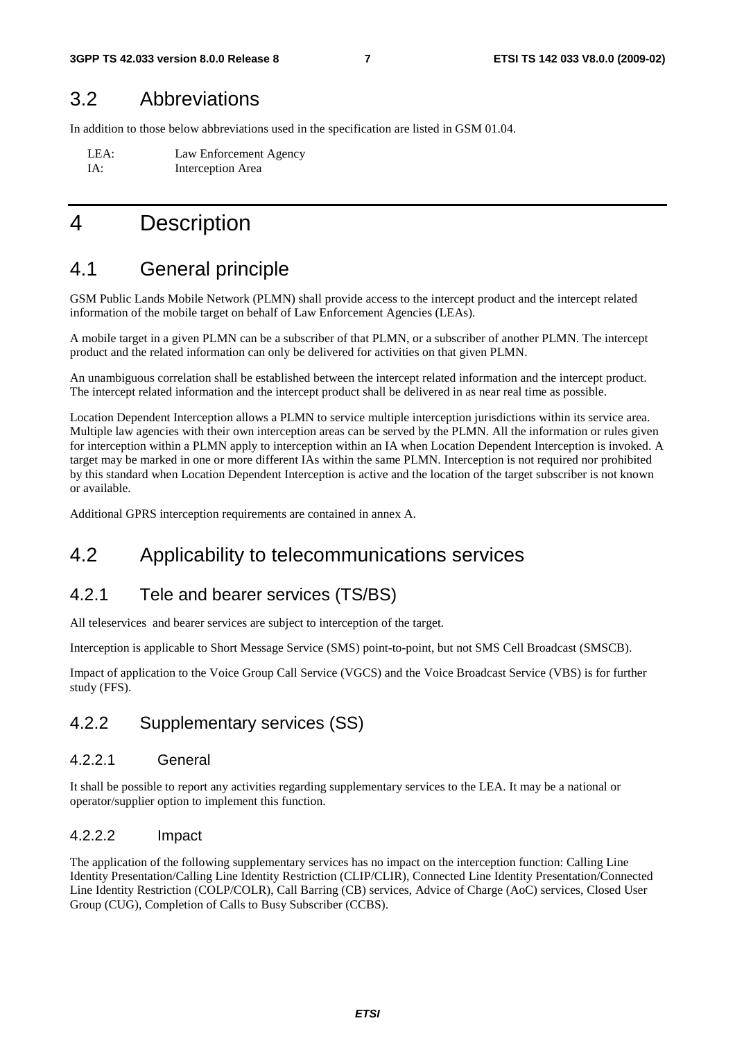## 3.2 Abbreviations

In addition to those below abbreviations used in the specification are listed in GSM 01.04.

LEA: Law Enforcement Agency
IA: Interception Area

# 4 Description

## 4.1 General principle

GSM Public Lands Mobile Network (PLMN) shall provide access to the intercept product and the intercept related information of the mobile target on behalf of Law Enforcement Agencies (LEAs).

A mobile target in a given PLMN can be a subscriber of that PLMN, or a subscriber of another PLMN. The intercept product and the related information can only be delivered for activities on that given PLMN.

An unambiguous correlation shall be established between the intercept related information and the intercept product. The intercept related information and the intercept product shall be delivered in as near real time as possible.

Location Dependent Interception allows a PLMN to service multiple interception jurisdictions within its service area. Multiple law agencies with their own interception areas can be served by the PLMN. All the information or rules given for interception within a PLMN apply to interception within an IA when Location Dependent Interception is invoked. A target may be marked in one or more different IAs within the same PLMN. Interception is not required nor prohibited by this standard when Location Dependent Interception is active and the location of the target subscriber is not known or available.

Additional GPRS interception requirements are contained in annex A.

## 4.2 Applicability to telecommunications services

### 4.2.1 Tele and bearer services (TS/BS)

All teleservices and bearer services are subject to interception of the target.

Interception is applicable to Short Message Service (SMS) point-to-point, but not SMS Cell Broadcast (SMSCB).

Impact of application to the Voice Group Call Service (VGCS) and the Voice Broadcast Service (VBS) is for further study (FFS).

### 4.2.2 Supplementary services (SS)

#### 4.2.2.1 General

It shall be possible to report any activities regarding supplementary services to the LEA. It may be a national or operator/supplier option to implement this function.

#### 4.2.2.2 Impact

The application of the following supplementary services has no impact on the interception function: Calling Line Identity Presentation/Calling Line Identity Restriction (CLIP/CLIR), Connected Line Identity Presentation/Connected Line Identity Restriction (COLP/COLR), Call Barring (CB) services, Advice of Charge (AoC) services, Closed User Group (CUG), Completion of Calls to Busy Subscriber (CCBS).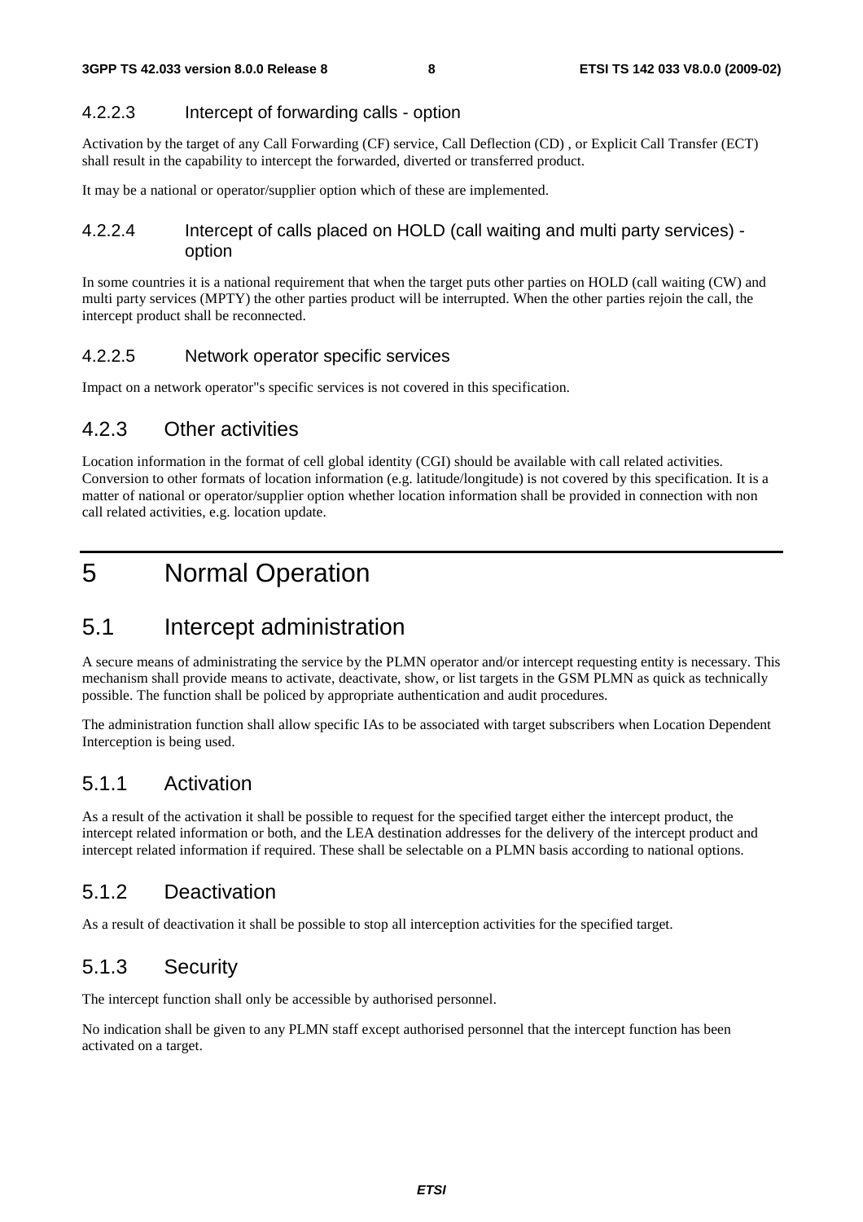#### 4.2.2.3 Intercept of forwarding calls - option

Activation by the target of any Call Forwarding (CF) service, Call Deflection (CD) , or Explicit Call Transfer (ECT) shall result in the capability to intercept the forwarded, diverted or transferred product.

It may be a national or operator/supplier option which of these are implemented.

#### 4.2.2.4 Intercept of calls placed on HOLD (call waiting and multi party services) - option

In some countries it is a national requirement that when the target puts other parties on HOLD (call waiting (CW) and multi party services (MPTY) the other parties product will be interrupted. When the other parties rejoin the call, the intercept product shall be reconnected.

#### 4.2.2.5 Network operator specific services

Impact on a network operator''s specific services is not covered in this specification.

### 4.2.3 Other activities

Location information in the format of cell global identity (CGI) should be available with call related activities. Conversion to other formats of location information (e.g. latitude/longitude) is not covered by this specification. It is a matter of national or operator/supplier option whether location information shall be provided in connection with non call related activities, e.g. location update.

# 5 Normal Operation

## 5.1 Intercept administration

A secure means of administrating the service by the PLMN operator and/or intercept requesting entity is necessary. This mechanism shall provide means to activate, deactivate, show, or list targets in the GSM PLMN as quick as technically possible. The function shall be policed by appropriate authentication and audit procedures.

The administration function shall allow specific IAs to be associated with target subscribers when Location Dependent Interception is being used.

### 5.1.1 Activation

As a result of the activation it shall be possible to request for the specified target either the intercept product, the intercept related information or both, and the LEA destination addresses for the delivery of the intercept product and intercept related information if required. These shall be selectable on a PLMN basis according to national options.

### 5.1.2 Deactivation

As a result of deactivation it shall be possible to stop all interception activities for the specified target.

### 5.1.3 Security

The intercept function shall only be accessible by authorised personnel.

No indication shall be given to any PLMN staff except authorised personnel that the intercept function has been activated on a target.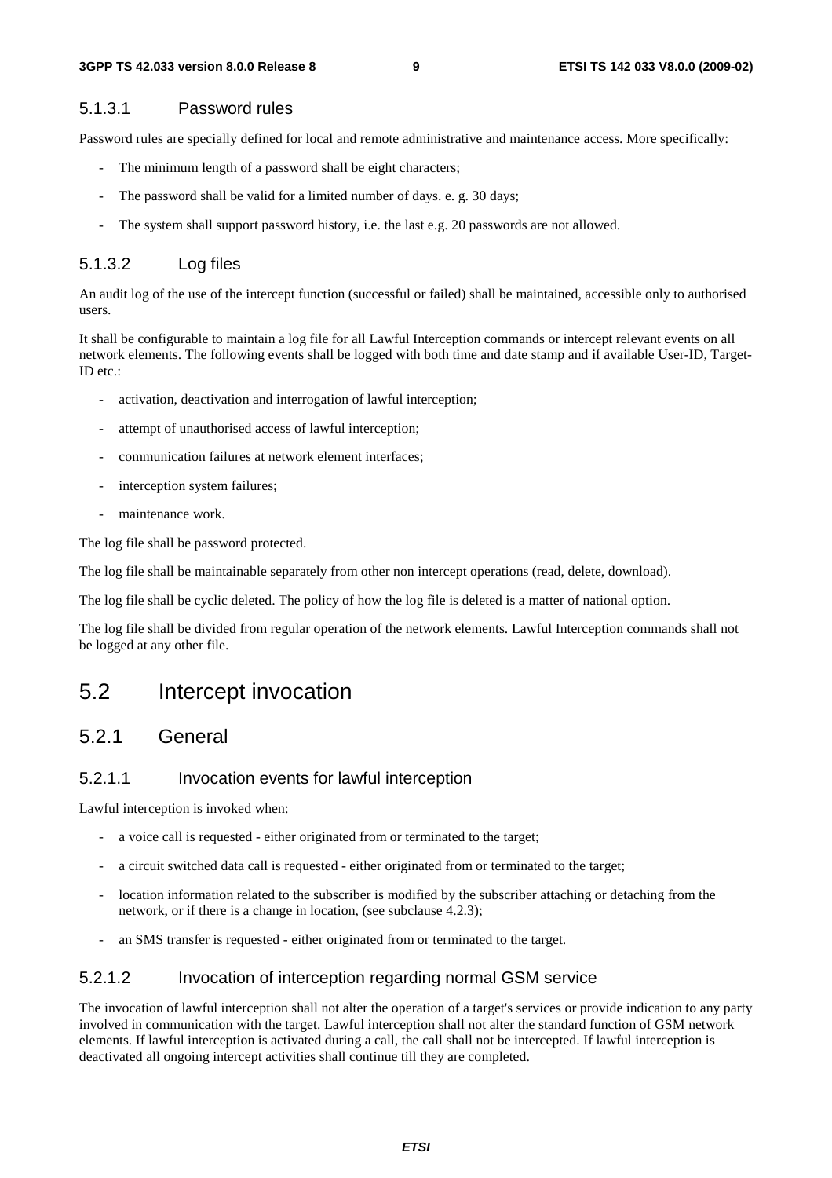#### 5.1.3.1 Password rules

Password rules are specially defined for local and remote administrative and maintenance access. More specifically:

- The minimum length of a password shall be eight characters;
- The password shall be valid for a limited number of days. e. g. 30 days;
- The system shall support password history, i.e. the last e.g. 20 passwords are not allowed.

#### 5.1.3.2 Log files

An audit log of the use of the intercept function (successful or failed) shall be maintained, accessible only to authorised users.

It shall be configurable to maintain a log file for all Lawful Interception commands or intercept relevant events on all network elements. The following events shall be logged with both time and date stamp and if available User-ID, Target-ID etc.:

- activation, deactivation and interrogation of lawful interception;
- attempt of unauthorised access of lawful interception;
- communication failures at network element interfaces;
- interception system failures;
- maintenance work.

The log file shall be password protected.

The log file shall be maintainable separately from other non intercept operations (read, delete, download).

The log file shall be cyclic deleted. The policy of how the log file is deleted is a matter of national option.

The log file shall be divided from regular operation of the network elements. Lawful Interception commands shall not be logged at any other file.

## 5.2 Intercept invocation

### 5.2.1 General

#### 5.2.1.1 Invocation events for lawful interception

Lawful interception is invoked when:

- a voice call is requested - either originated from or terminated to the target;
- a circuit switched data call is requested - either originated from or terminated to the target;
- location information related to the subscriber is modified by the subscriber attaching or detaching from the network, or if there is a change in location, (see subclause 4.2.3);
- an SMS transfer is requested - either originated from or terminated to the target.

#### 5.2.1.2 Invocation of interception regarding normal GSM service

The invocation of lawful interception shall not alter the operation of a target's services or provide indication to any party involved in communication with the target. Lawful interception shall not alter the standard function of GSM network elements. If lawful interception is activated during a call, the call shall not be intercepted. If lawful interception is deactivated all ongoing intercept activities shall continue till they are completed.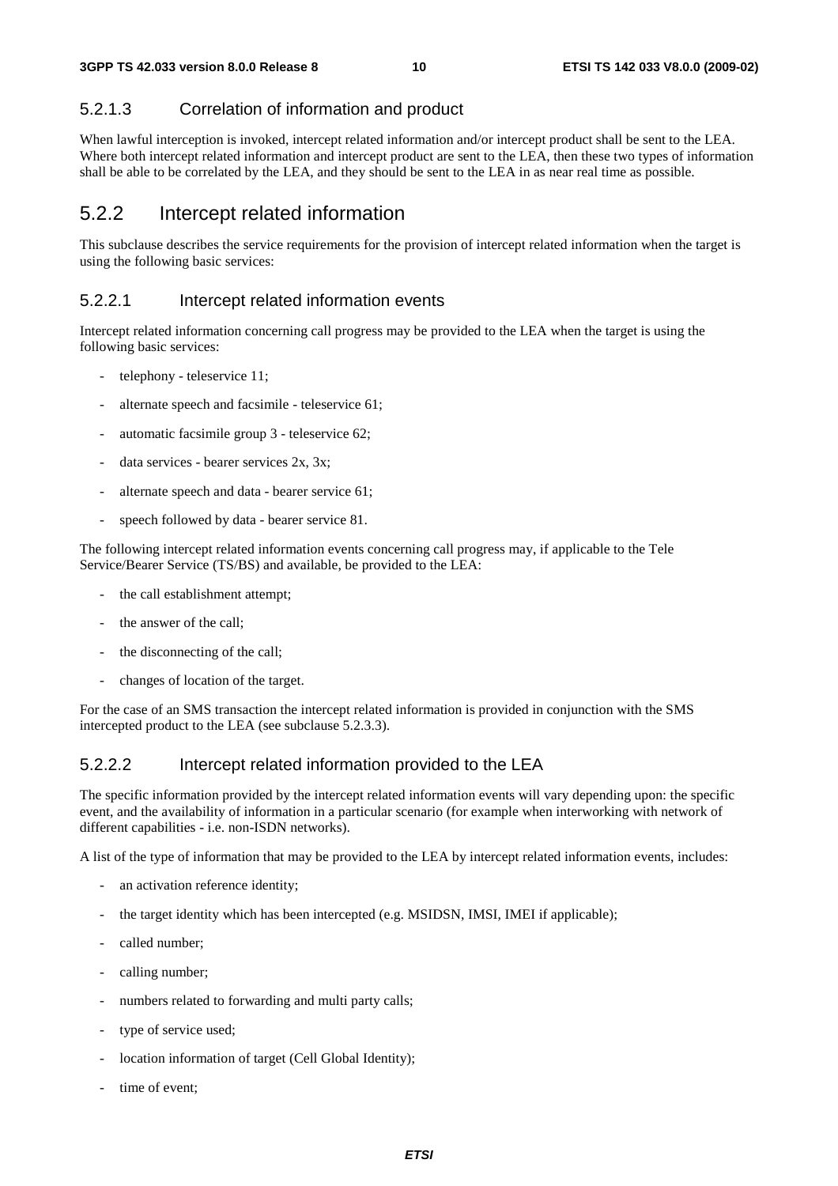#### 5.2.1.3 Correlation of information and product

When lawful interception is invoked, intercept related information and/or intercept product shall be sent to the LEA. Where both intercept related information and intercept product are sent to the LEA, then these two types of information shall be able to be correlated by the LEA, and they should be sent to the LEA in as near real time as possible.

### 5.2.2 Intercept related information

This subclause describes the service requirements for the provision of intercept related information when the target is using the following basic services:

#### 5.2.2.1 Intercept related information events

Intercept related information concerning call progress may be provided to the LEA when the target is using the following basic services:

- telephony - teleservice 11;
- alternate speech and facsimile - teleservice 61;
- automatic facsimile group 3 - teleservice 62;
- data services - bearer services 2x, 3x;
- alternate speech and data - bearer service 61;
- speech followed by data - bearer service 81.

The following intercept related information events concerning call progress may, if applicable to the Tele Service/Bearer Service (TS/BS) and available, be provided to the LEA:

- the call establishment attempt;
- the answer of the call;
- the disconnecting of the call;
- changes of location of the target.

For the case of an SMS transaction the intercept related information is provided in conjunction with the SMS intercepted product to the LEA (see subclause 5.2.3.3).

#### 5.2.2.2 Intercept related information provided to the LEA

The specific information provided by the intercept related information events will vary depending upon: the specific event, and the availability of information in a particular scenario (for example when interworking with network of different capabilities - i.e. non-ISDN networks).

A list of the type of information that may be provided to the LEA by intercept related information events, includes:

- an activation reference identity;
- the target identity which has been intercepted (e.g. MSIDSN, IMSI, IMEI if applicable);
- called number;
- calling number;
- numbers related to forwarding and multi party calls;
- type of service used;
- location information of target (Cell Global Identity);
- time of event;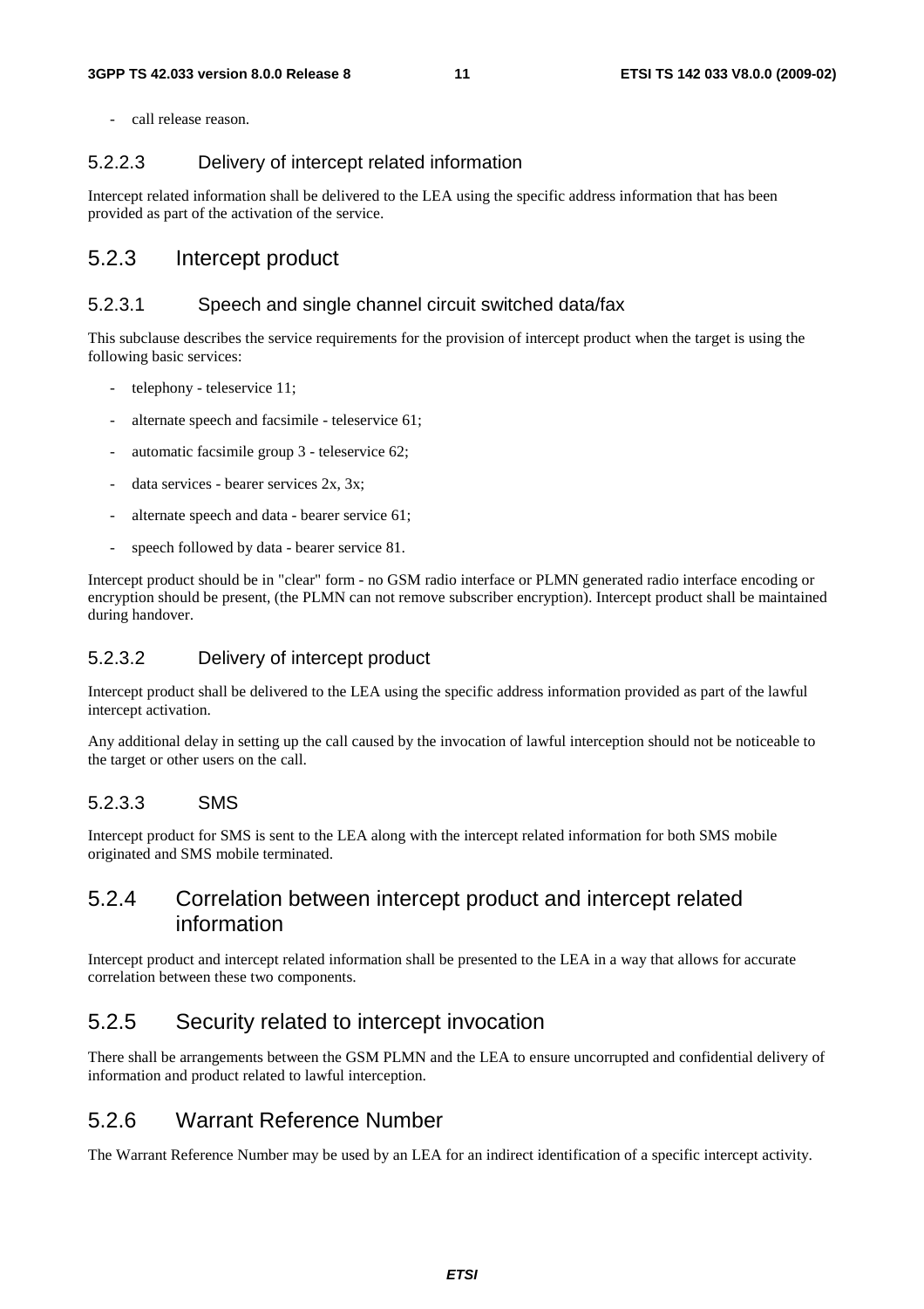- call release reason.

#### 5.2.2.3 Delivery of intercept related information

Intercept related information shall be delivered to the LEA using the specific address information that has been provided as part of the activation of the service.

### 5.2.3 Intercept product

#### 5.2.3.1 Speech and single channel circuit switched data/fax

This subclause describes the service requirements for the provision of intercept product when the target is using the following basic services:

- telephony - teleservice 11;
- alternate speech and facsimile - teleservice 61;
- automatic facsimile group 3 - teleservice 62;
- data services - bearer services 2x, 3x;
- alternate speech and data - bearer service 61;
- speech followed by data - bearer service 81.

Intercept product should be in "clear" form - no GSM radio interface or PLMN generated radio interface encoding or encryption should be present, (the PLMN can not remove subscriber encryption). Intercept product shall be maintained during handover.

#### 5.2.3.2 Delivery of intercept product

Intercept product shall be delivered to the LEA using the specific address information provided as part of the lawful intercept activation.

Any additional delay in setting up the call caused by the invocation of lawful interception should not be noticeable to the target or other users on the call.

#### 5.2.3.3 SMS

Intercept product for SMS is sent to the LEA along with the intercept related information for both SMS mobile originated and SMS mobile terminated.

### 5.2.4 Correlation between intercept product and intercept related information

Intercept product and intercept related information shall be presented to the LEA in a way that allows for accurate correlation between these two components.

### 5.2.5 Security related to intercept invocation

There shall be arrangements between the GSM PLMN and the LEA to ensure uncorrupted and confidential delivery of information and product related to lawful interception.

### 5.2.6 Warrant Reference Number

The Warrant Reference Number may be used by an LEA for an indirect identification of a specific intercept activity.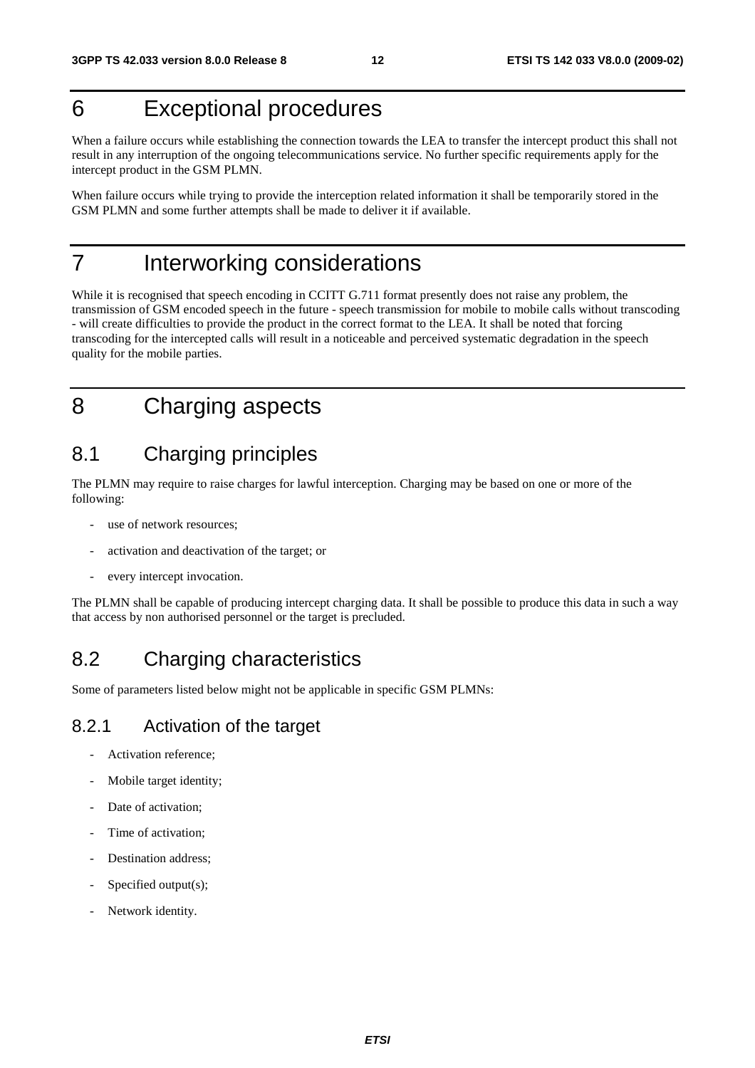# 6 Exceptional procedures

When a failure occurs while establishing the connection towards the LEA to transfer the intercept product this shall not result in any interruption of the ongoing telecommunications service. No further specific requirements apply for the intercept product in the GSM PLMN.

When failure occurs while trying to provide the interception related information it shall be temporarily stored in the GSM PLMN and some further attempts shall be made to deliver it if available.

# 7 Interworking considerations

While it is recognised that speech encoding in CCITT G.711 format presently does not raise any problem, the transmission of GSM encoded speech in the future - speech transmission for mobile to mobile calls without transcoding - will create difficulties to provide the product in the correct format to the LEA. It shall be noted that forcing transcoding for the intercepted calls will result in a noticeable and perceived systematic degradation in the speech quality for the mobile parties.

# 8 Charging aspects

## 8.1 Charging principles

The PLMN may require to raise charges for lawful interception. Charging may be based on one or more of the following:

- use of network resources;
- activation and deactivation of the target; or
- every intercept invocation.

The PLMN shall be capable of producing intercept charging data. It shall be possible to produce this data in such a way that access by non authorised personnel or the target is precluded.

## 8.2 Charging characteristics

Some of parameters listed below might not be applicable in specific GSM PLMNs:

### 8.2.1 Activation of the target

- Activation reference;
- Mobile target identity;
- Date of activation;
- Time of activation;
- Destination address;
- Specified output(s);
- Network identity.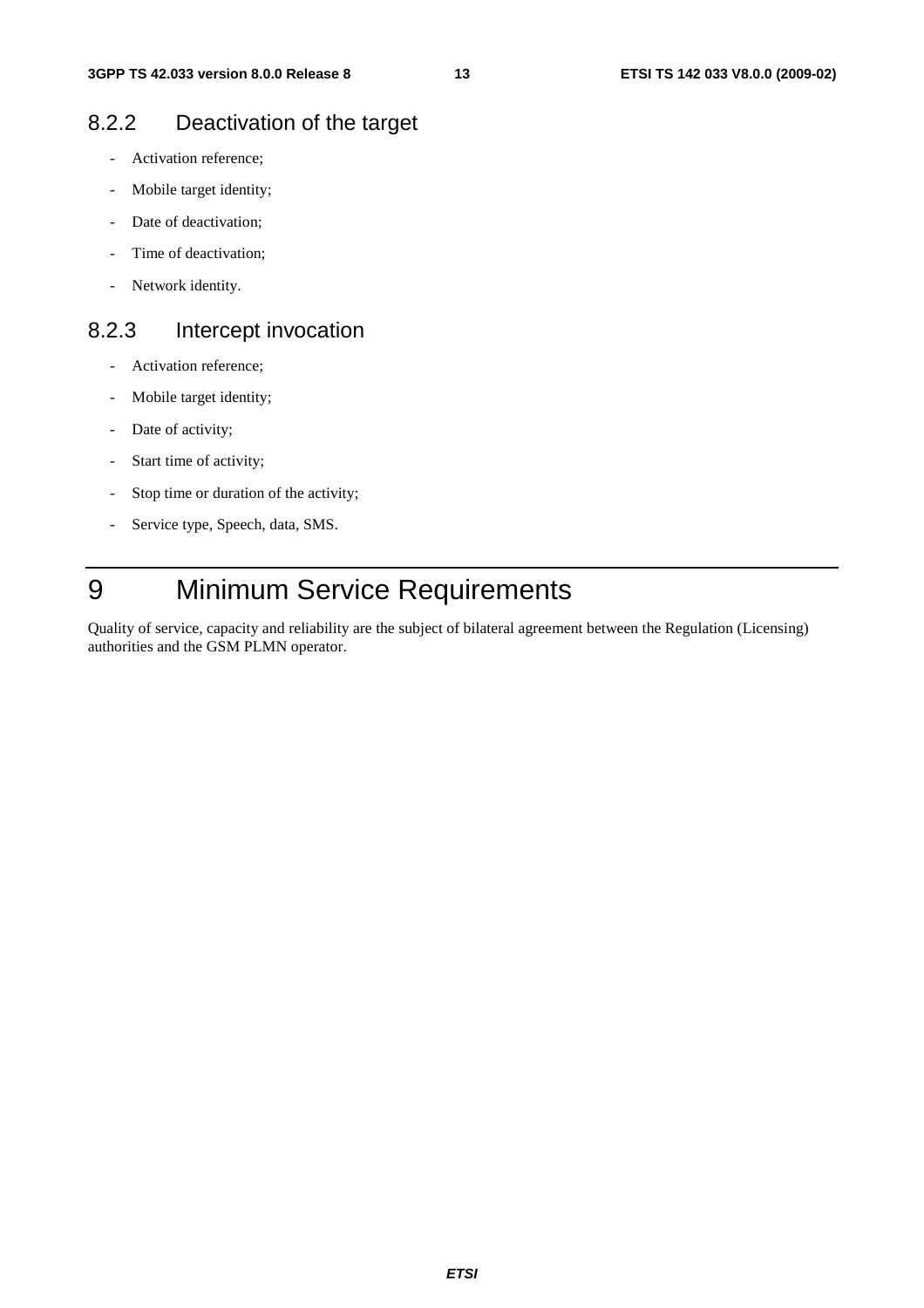### 8.2.2 Deactivation of the target

- Activation reference;
- Mobile target identity;
- Date of deactivation;
- Time of deactivation;
- Network identity.

### 8.2.3 Intercept invocation

- Activation reference;
- Mobile target identity;
- Date of activity;
- Start time of activity;
- Stop time or duration of the activity;
- Service type, Speech, data, SMS.

# 9 Minimum Service Requirements

Quality of service, capacity and reliability are the subject of bilateral agreement between the Regulation (Licensing) authorities and the GSM PLMN operator.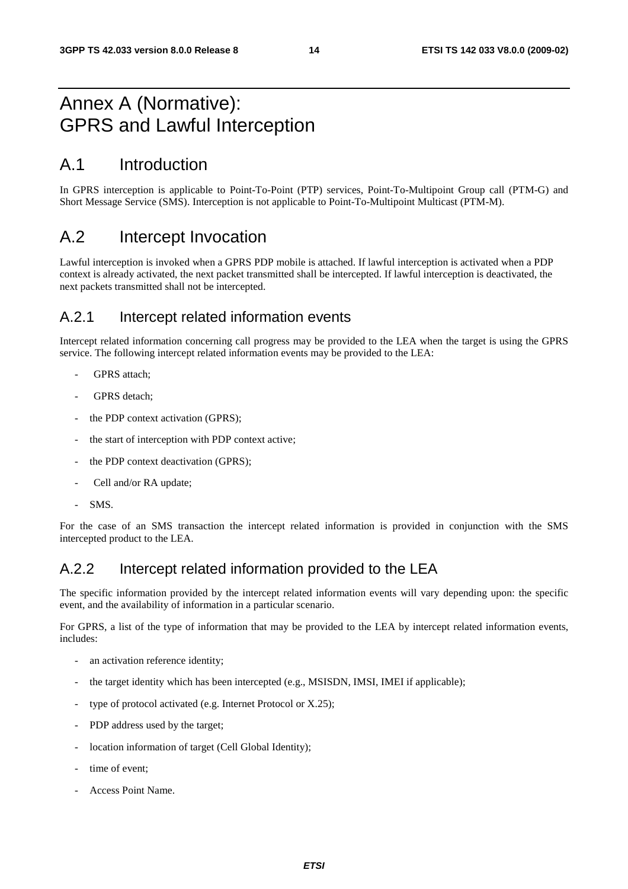# Annex A (Normative): GPRS and Lawful Interception

## A.1 Introduction

In GPRS interception is applicable to Point-To-Point (PTP) services, Point-To-Multipoint Group call (PTM-G) and Short Message Service (SMS). Interception is not applicable to Point-To-Multipoint Multicast (PTM-M).

## A.2 Intercept Invocation

Lawful interception is invoked when a GPRS PDP mobile is attached. If lawful interception is activated when a PDP context is already activated, the next packet transmitted shall be intercepted. If lawful interception is deactivated, the next packets transmitted shall not be intercepted.

### A.2.1 Intercept related information events

Intercept related information concerning call progress may be provided to the LEA when the target is using the GPRS service. The following intercept related information events may be provided to the LEA:

- GPRS attach;
- GPRS detach;
- the PDP context activation (GPRS);
- the start of interception with PDP context active;
- the PDP context deactivation (GPRS);
- Cell and/or RA update;
- SMS.

For the case of an SMS transaction the intercept related information is provided in conjunction with the SMS intercepted product to the LEA.

### A.2.2 Intercept related information provided to the LEA

The specific information provided by the intercept related information events will vary depending upon: the specific event, and the availability of information in a particular scenario.

For GPRS, a list of the type of information that may be provided to the LEA by intercept related information events, includes:

- an activation reference identity;
- the target identity which has been intercepted (e.g., MSISDN, IMSI, IMEI if applicable);
- type of protocol activated (e.g. Internet Protocol or X.25);
- PDP address used by the target;
- location information of target (Cell Global Identity);
- time of event;
- Access Point Name.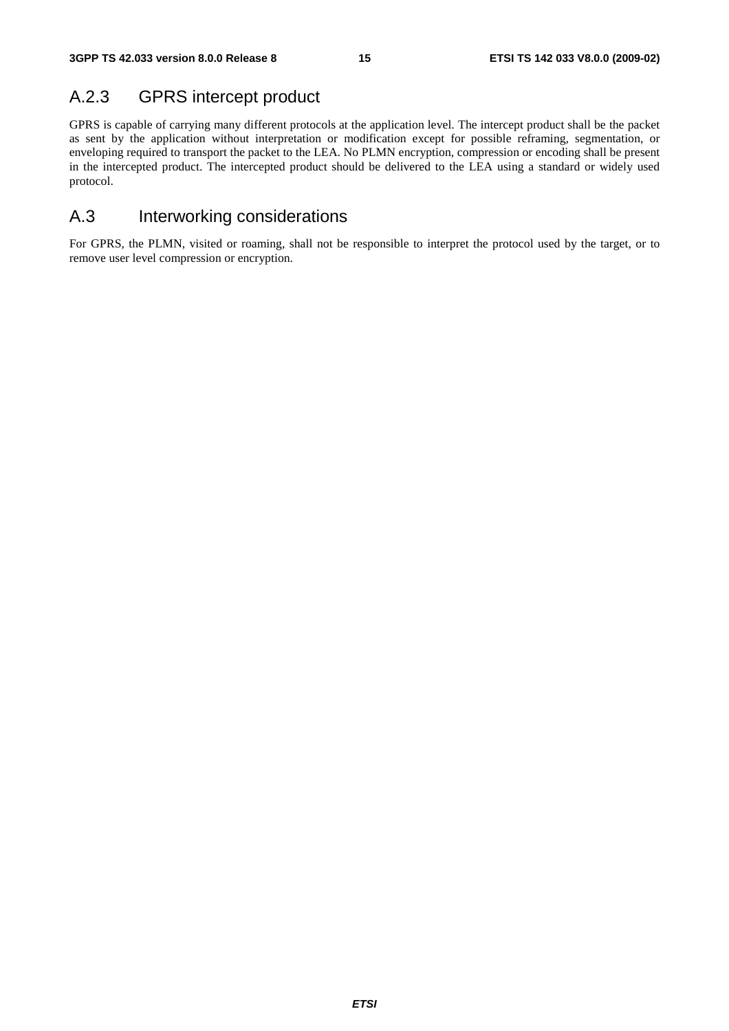### A.2.3 GPRS intercept product

GPRS is capable of carrying many different protocols at the application level. The intercept product shall be the packet as sent by the application without interpretation or modification except for possible reframing, segmentation, or enveloping required to transport the packet to the LEA. No PLMN encryption, compression or encoding shall be present in the intercepted product. The intercepted product should be delivered to the LEA using a standard or widely used protocol.

## A.3 Interworking considerations

For GPRS, the PLMN, visited or roaming, shall not be responsible to interpret the protocol used by the target, or to remove user level compression or encryption.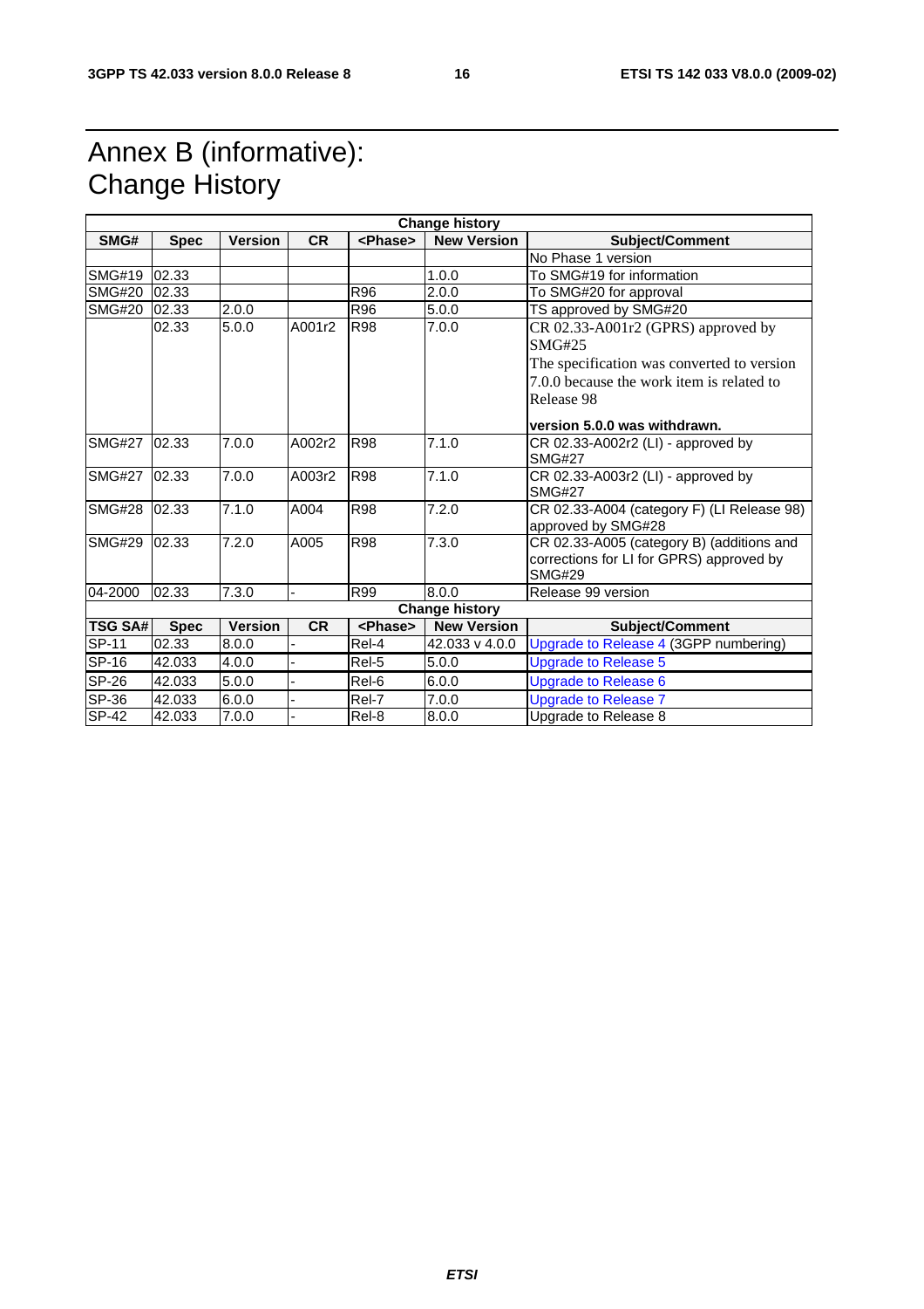# Annex B (informative): Change History

| Change history | | | | | | |
|---|---|---|---|---|---|---|
| **SMG#** | **Spec** | **Version** | **CR** | **<Phase>** | **New Version** | **Subject/Comment** |
| | | | | | | No Phase 1 version |
| SMG#19 | 02.33 | | | | 1.0.0 | To SMG#19 for information |
| SMG#20 | 02.33 | | | R96 | 2.0.0 | To SMG#20 for approval |
| SMG#20 | 02.33 | 2.0.0 | | R96 | 5.0.0 | TS approved by SMG#20 |
| | 02.33 | 5.0.0 | A001r2 | R98 | 7.0.0 | CR 02.33-A001r2 (GPRS) approved by SMG#25<br>The specification was converted to version 7.0.0 because the work item is related to Release 98<br>**version 5.0.0 was withdrawn.** |
| SMG#27 | 02.33 | 7.0.0 | A002r2 | R98 | 7.1.0 | CR 02.33-A002r2 (LI) - approved by SMG#27 |
| SMG#27 | 02.33 | 7.0.0 | A003r2 | R98 | 7.1.0 | CR 02.33-A003r2 (LI) - approved by SMG#27 |
| SMG#28 | 02.33 | 7.1.0 | A004 | R98 | 7.2.0 | CR 02.33-A004 (category F) (LI Release 98) approved by SMG#28 |
| SMG#29 | 02.33 | 7.2.0 | A005 | R98 | 7.3.0 | CR 02.33-A005 (category B) (additions and corrections for LI for GPRS) approved by SMG#29 |
| 04-2000 | 02.33 | 7.3.0 | - | R99 | 8.0.0 | Release 99 version |

| Change history | | | | | | |
|---|---|---|---|---|---|---|
| **TSG SA#** | **Spec** | **Version** | **CR** | **<Phase>** | **New Version** | **Subject/Comment** |
| SP-11 | 02.33 | 8.0.0 | - | Rel-4 | 42.033 v 4.0.0 | Upgrade to Release 4 (3GPP numbering) |
| SP-16 | 42.033 | 4.0.0 | - | Rel-5 | 5.0.0 | Upgrade to Release 5 |
| SP-26 | 42.033 | 5.0.0 | - | Rel-6 | 6.0.0 | Upgrade to Release 6 |
| SP-36 | 42.033 | 6.0.0 | - | Rel-7 | 7.0.0 | Upgrade to Release 7 |
| SP-42 | 42.033 | 7.0.0 | - | Rel-8 | 8.0.0 | Upgrade to Release 8 |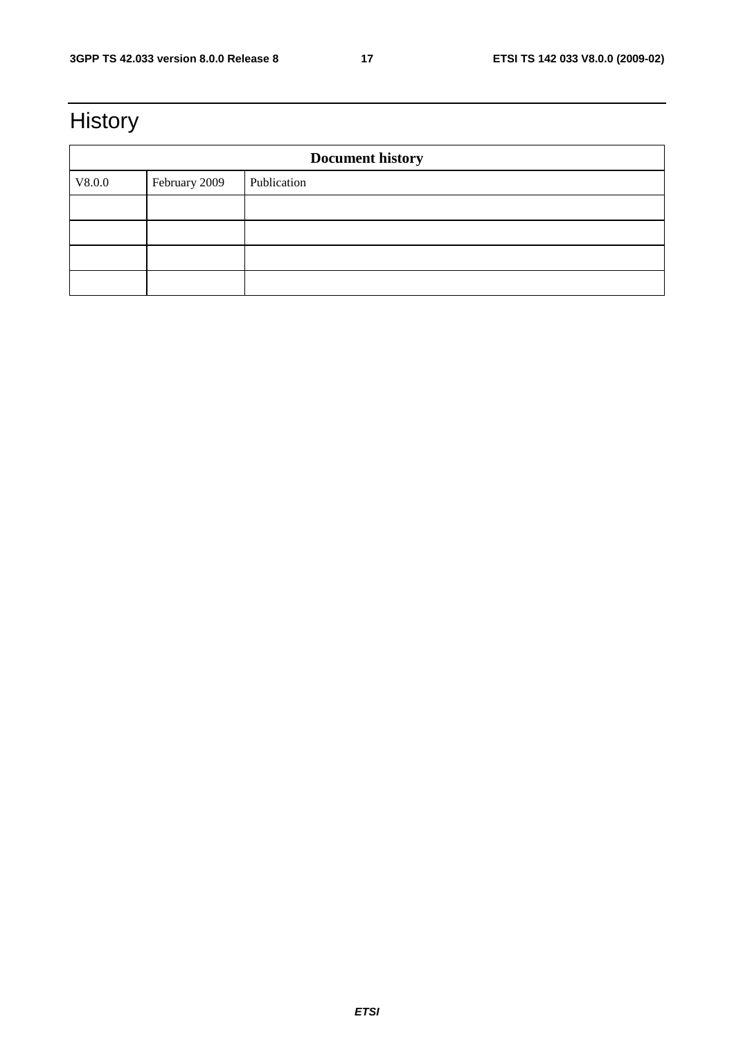# History

| Document history | | |
|---|---|---|
| V8.0.0 | February 2009 | Publication |
| | | |
| | | |
| | | |
| | | |